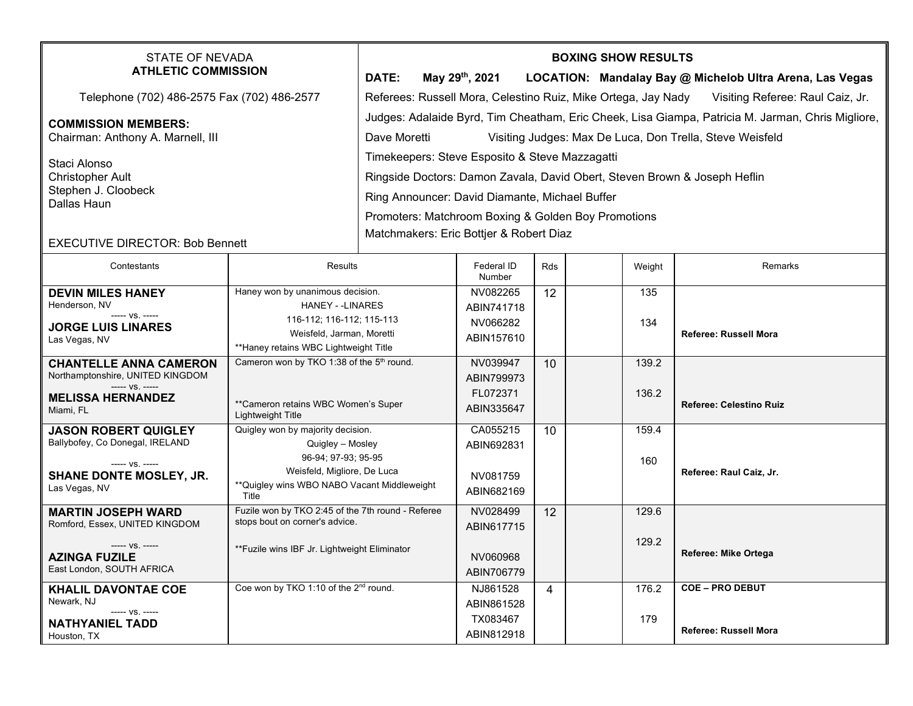STATE OF NEVADA
**ATHLETIC COMMISSION**

Telephone (702) 486-2575 Fax (702) 486-2577

**COMMISSION MEMBERS:**
Chairman: Anthony A. Marnell, III

Staci Alonso
Christopher Ault
Stephen J. Cloobeck
Dallas Haun

EXECUTIVE DIRECTOR: Bob Bennett

**BOXING SHOW RESULTS**

**DATE: May 29th, 2021 LOCATION: Mandalay Bay @ Michelob Ultra Arena, Las Vegas**

Referees: Russell Mora, Celestino Ruiz, Mike Ortega, Jay Nady Visiting Referee: Raul Caiz, Jr.

Judges: Adalaide Byrd, Tim Cheatham, Eric Cheek, Lisa Giampa, Patricia M. Jarman, Chris Migliore, Dave Moretti Visiting Judges: Max De Luca, Don Trella, Steve Weisfeld

Timekeepers: Steve Esposito & Steve Mazzagatti

Ringside Doctors: Damon Zavala, David Obert, Steven Brown & Joseph Heflin

Ring Announcer: David Diamante, Michael Buffer

Promoters: Matchroom Boxing & Golden Boy Promotions

Matchmakers: Eric Bottjer & Robert Diaz

| Contestants | Results | Federal ID Number | Rds | | Weight | Remarks |
|---|---|---|---|---|---|---|
| **DEVIN MILES HANEY**<br>Henderson, NV<br>----- vs. -----<br>**JORGE LUIS LINARES**<br>Las Vegas, NV | Haney won by unanimous decision.<br>HANEY - -LINARES<br>116-112; 116-112; 115-113<br>Weisfeld, Jarman, Moretti<br>**Haney retains WBC Lightweight Title | NV082265<br>ABIN741718<br>NV066282<br>ABIN157610 | 12 | | 135<br><br>134 | **Referee: Russell Mora** |
| **CHANTELLE ANNA CAMERON**<br>Northamptonshire, UNITED KINGDOM<br>----- vs. -----<br>**MELISSA HERNANDEZ**<br>Miami, FL | Cameron won by TKO 1:38 of the 5th round.<br>**Cameron retains WBC Women's Super Lightweight Title | NV039947<br>ABIN799973<br>FL072371<br>ABIN335647 | 10 | | 139.2<br><br>136.2 | **Referee: Celestino Ruiz** |
| **JASON ROBERT QUIGLEY**<br>Ballybofey, Co Donegal, IRELAND<br>----- vs. -----<br>**SHANE DONTE MOSLEY, JR.**<br>Las Vegas, NV | Quigley won by majority decision.<br>Quigley – Mosley<br>96-94; 97-93; 95-95<br>Weisfeld, Migliore, De Luca<br>**Quigley wins WBO NABO Vacant Middleweight Title | CA055215<br>ABIN692831<br>NV081759<br>ABIN682169 | 10 | | 159.4<br><br>160 | **Referee: Raul Caiz, Jr.** |
| **MARTIN JOSEPH WARD**<br>Romford, Essex, UNITED KINGDOM<br>----- vs. -----<br>**AZINGA FUZILE**<br>East London, SOUTH AFRICA | Fuzile won by TKO 2:45 of the 7th round - Referee stops bout on corner's advice.<br>**Fuzile wins IBF Jr. Lightweight Eliminator | NV028499<br>ABIN617715<br>NV060968<br>ABIN706779 | 12 | | 129.6<br><br>129.2 | **Referee: Mike Ortega** |
| **KHALIL DAVONTAE COE**<br>Newark, NJ<br>----- vs. -----<br>**NATHYANIEL TADD**<br>Houston, TX | Coe won by TKO 1:10 of the 2nd round. | NJ861528<br>ABIN861528<br>TX083467<br>ABIN812918 | 4 | | 176.2<br><br>179 | **COE – PRO DEBUT**<br><br>**Referee: Russell Mora** |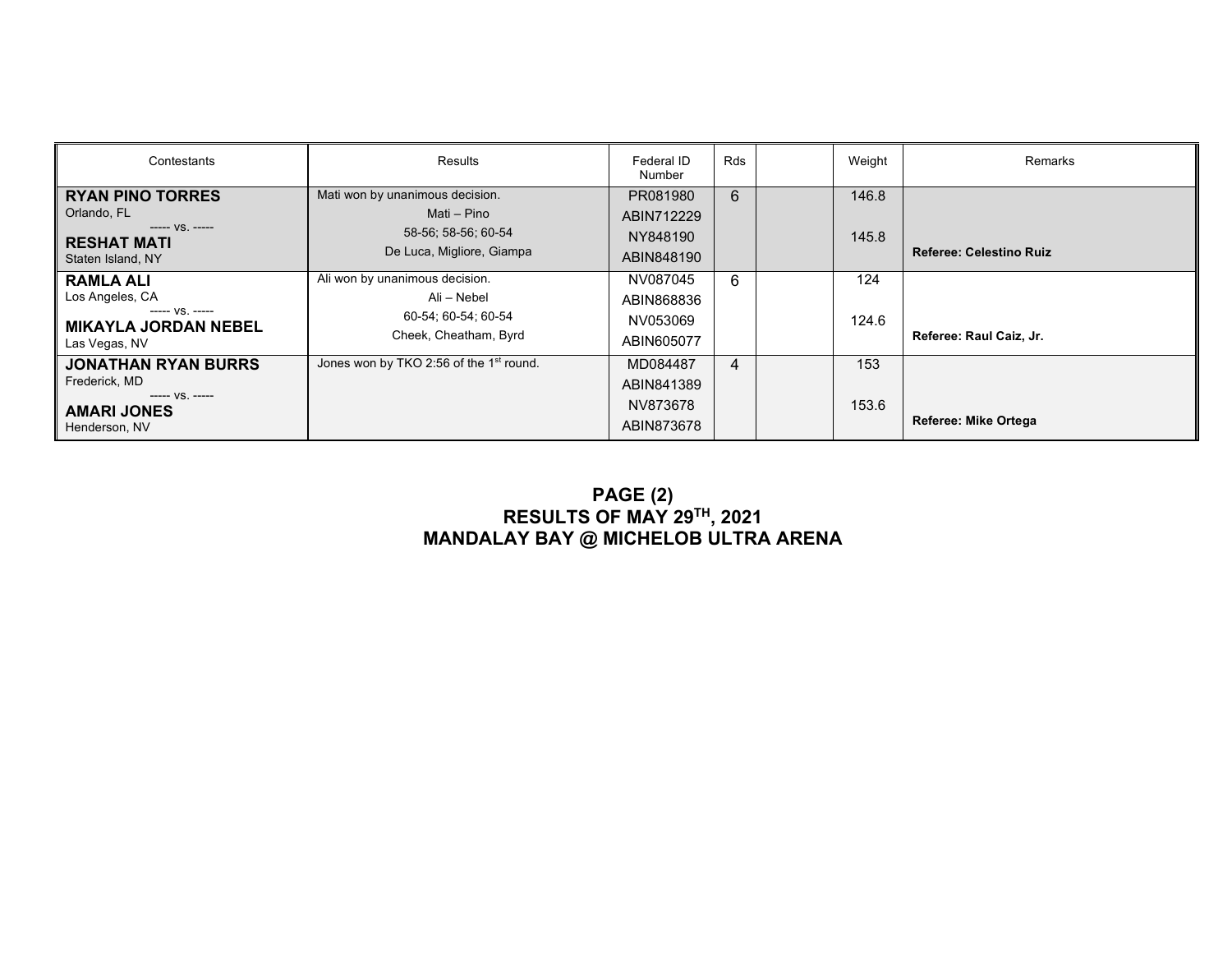| Contestants | Results | Federal ID Number | Rds | | Weight | Remarks |
|---|---|---|---|---|---|---|
| **RYAN PINO TORRES**<br>Orlando, FL<br>----- vs. -----<br>**RESHAT MATI**<br>Staten Island, NY | Mati won by unanimous decision.<br>Mati – Pino<br>58-56; 58-56; 60-54<br>De Luca, Migliore, Giampa | PR081980<br>ABIN712229<br>NY848190<br>ABIN848190 | 6 | | 146.8<br><br>145.8 | **Referee: Celestino Ruiz** |
| **RAMLA ALI**<br>Los Angeles, CA<br>----- vs. -----<br>**MIKAYLA JORDAN NEBEL**<br>Las Vegas, NV | Ali won by unanimous decision.<br>Ali – Nebel<br>60-54; 60-54; 60-54<br>Cheek, Cheatham, Byrd | NV087045<br>ABIN868836<br>NV053069<br>ABIN605077 | 6 | | 124<br><br>124.6 | **Referee: Raul Caiz, Jr.** |
| **JONATHAN RYAN BURRS**<br>Frederick, MD<br>----- vs. -----<br>**AMARI JONES**<br>Henderson, NV | Jones won by TKO 2:56 of the 1st round. | MD084487<br>ABIN841389<br>NV873678<br>ABIN873678 | 4 | | 153<br><br>153.6 | **Referee: Mike Ortega** |

**PAGE (2)**
**RESULTS OF MAY 29TH, 2021**
**MANDALAY BAY @ MICHELOB ULTRA ARENA**